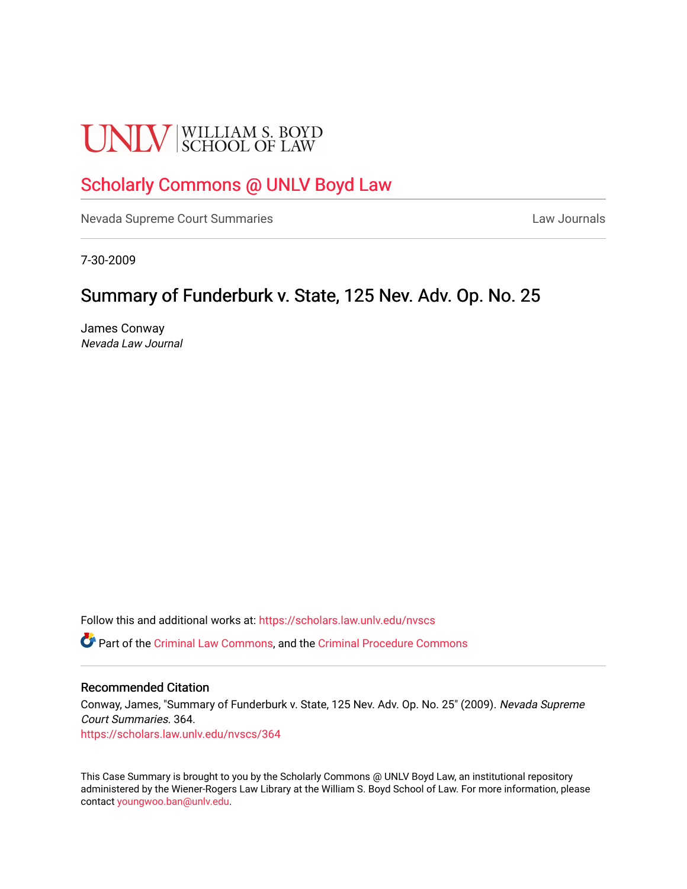UNLV | WILLIAM S. BOYD SCHOOL OF LAW

# Scholarly Commons @ UNLV Boyd Law

Nevada Supreme Court Summaries | Law Journals

7-30-2009

## Summary of Funderburk v. State, 125 Nev. Adv. Op. No. 25

James Conway
*Nevada Law Journal*

Follow this and additional works at: https://scholars.law.unlv.edu/nvscs

Part of the Criminal Law Commons, and the Criminal Procedure Commons

### Recommended Citation

Conway, James, "Summary of Funderburk v. State, 125 Nev. Adv. Op. No. 25" (2009). *Nevada Supreme Court Summaries*. 364.
https://scholars.law.unlv.edu/nvscs/364

This Case Summary is brought to you by the Scholarly Commons @ UNLV Boyd Law, an institutional repository administered by the Wiener-Rogers Law Library at the William S. Boyd School of Law. For more information, please contact youngwoo.ban@unlv.edu.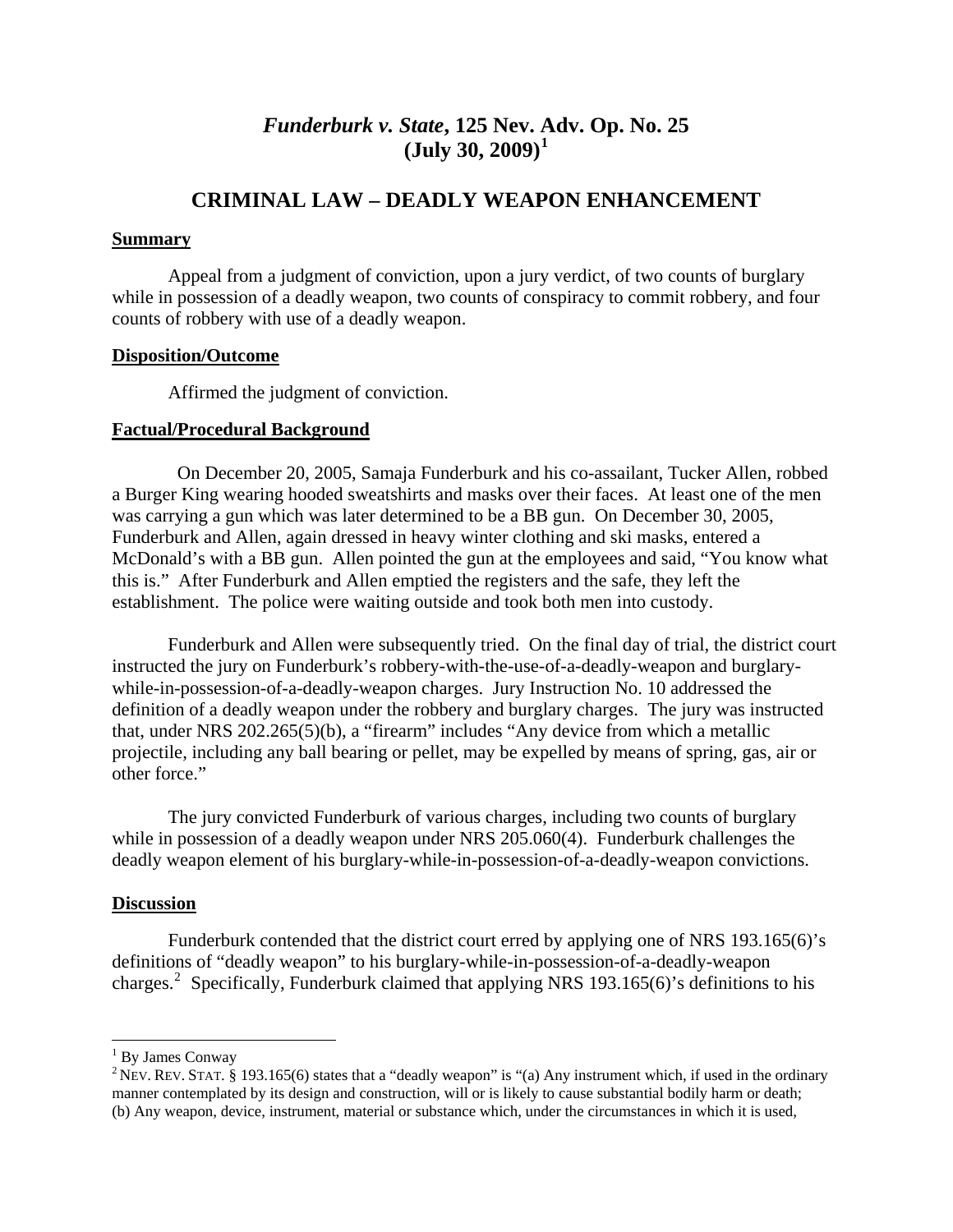# *Funderburk v. State*, 125 Nev. Adv. Op. No. 25 (July 30, 2009)[1]

## CRIMINAL LAW – DEADLY WEAPON ENHANCEMENT

### Summary

Appeal from a judgment of conviction, upon a jury verdict, of two counts of burglary while in possession of a deadly weapon, two counts of conspiracy to commit robbery, and four counts of robbery with use of a deadly weapon.

### Disposition/Outcome

Affirmed the judgment of conviction.

### Factual/Procedural Background

On December 20, 2005, Samaja Funderburk and his co-assailant, Tucker Allen, robbed a Burger King wearing hooded sweatshirts and masks over their faces. At least one of the men was carrying a gun which was later determined to be a BB gun. On December 30, 2005, Funderburk and Allen, again dressed in heavy winter clothing and ski masks, entered a McDonald's with a BB gun. Allen pointed the gun at the employees and said, "You know what this is." After Funderburk and Allen emptied the registers and the safe, they left the establishment. The police were waiting outside and took both men into custody.

Funderburk and Allen were subsequently tried. On the final day of trial, the district court instructed the jury on Funderburk's robbery-with-the-use-of-a-deadly-weapon and burglary-while-in-possession-of-a-deadly-weapon charges. Jury Instruction No. 10 addressed the definition of a deadly weapon under the robbery and burglary charges. The jury was instructed that, under NRS 202.265(5)(b), a "firearm" includes "Any device from which a metallic projectile, including any ball bearing or pellet, may be expelled by means of spring, gas, air or other force."

The jury convicted Funderburk of various charges, including two counts of burglary while in possession of a deadly weapon under NRS 205.060(4). Funderburk challenges the deadly weapon element of his burglary-while-in-possession-of-a-deadly-weapon convictions.

### Discussion

Funderburk contended that the district court erred by applying one of NRS 193.165(6)'s definitions of "deadly weapon" to his burglary-while-in-possession-of-a-deadly-weapon charges.[2] Specifically, Funderburk claimed that applying NRS 193.165(6)'s definitions to his

---

[1] By James Conway

[2] NEV. REV. STAT. § 193.165(6) states that a "deadly weapon" is "(a) Any instrument which, if used in the ordinary manner contemplated by its design and construction, will or is likely to cause substantial bodily harm or death; (b) Any weapon, device, instrument, material or substance which, under the circumstances in which it is used,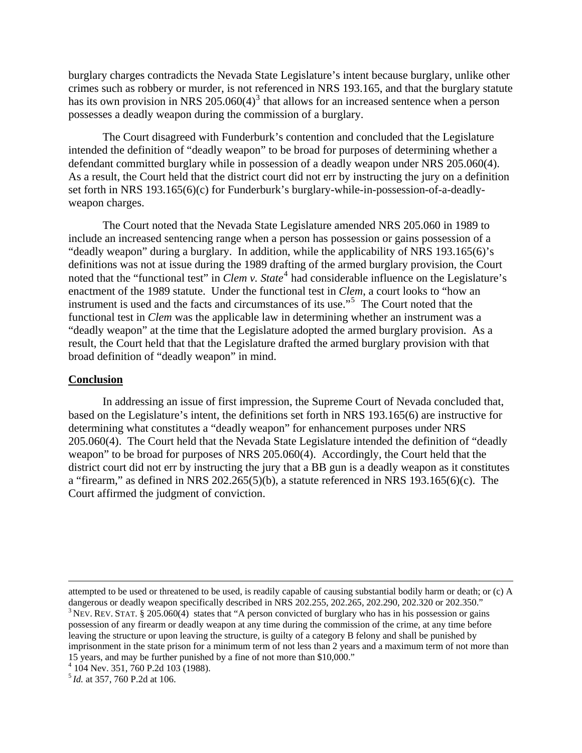burglary charges contradicts the Nevada State Legislature's intent because burglary, unlike other crimes such as robbery or murder, is not referenced in NRS 193.165, and that the burglary statute has its own provision in NRS 205.060(4)[3] that allows for an increased sentence when a person possesses a deadly weapon during the commission of a burglary.

The Court disagreed with Funderburk's contention and concluded that the Legislature intended the definition of "deadly weapon" to be broad for purposes of determining whether a defendant committed burglary while in possession of a deadly weapon under NRS 205.060(4). As a result, the Court held that the district court did not err by instructing the jury on a definition set forth in NRS 193.165(6)(c) for Funderburk's burglary-while-in-possession-of-a-deadly-weapon charges.

The Court noted that the Nevada State Legislature amended NRS 205.060 in 1989 to include an increased sentencing range when a person has possession or gains possession of a "deadly weapon" during a burglary. In addition, while the applicability of NRS 193.165(6)'s definitions was not at issue during the 1989 drafting of the armed burglary provision, the Court noted that the "functional test" in *Clem v. State*[4] had considerable influence on the Legislature's enactment of the 1989 statute. Under the functional test in *Clem*, a court looks to "how an instrument is used and the facts and circumstances of its use."[5] The Court noted that the functional test in *Clem* was the applicable law in determining whether an instrument was a "deadly weapon" at the time that the Legislature adopted the armed burglary provision. As a result, the Court held that that the Legislature drafted the armed burglary provision with that broad definition of "deadly weapon" in mind.

## Conclusion

In addressing an issue of first impression, the Supreme Court of Nevada concluded that, based on the Legislature's intent, the definitions set forth in NRS 193.165(6) are instructive for determining what constitutes a "deadly weapon" for enhancement purposes under NRS 205.060(4). The Court held that the Nevada State Legislature intended the definition of "deadly weapon" to be broad for purposes of NRS 205.060(4). Accordingly, the Court held that the district court did not err by instructing the jury that a BB gun is a deadly weapon as it constitutes a "firearm," as defined in NRS 202.265(5)(b), a statute referenced in NRS 193.165(6)(c). The Court affirmed the judgment of conviction.

---

attempted to be used or threatened to be used, is readily capable of causing substantial bodily harm or death; or (c) A dangerous or deadly weapon specifically described in NRS 202.255, 202.265, 202.290, 202.320 or 202.350."

[3] NEV. REV. STAT. § 205.060(4) states that "A person convicted of burglary who has in his possession or gains possession of any firearm or deadly weapon at any time during the commission of the crime, at any time before leaving the structure or upon leaving the structure, is guilty of a category B felony and shall be punished by imprisonment in the state prison for a minimum term of not less than 2 years and a maximum term of not more than 15 years, and may be further punished by a fine of not more than $10,000."

[4] 104 Nev. 351, 760 P.2d 103 (1988).

[5] *Id.* at 357, 760 P.2d at 106.